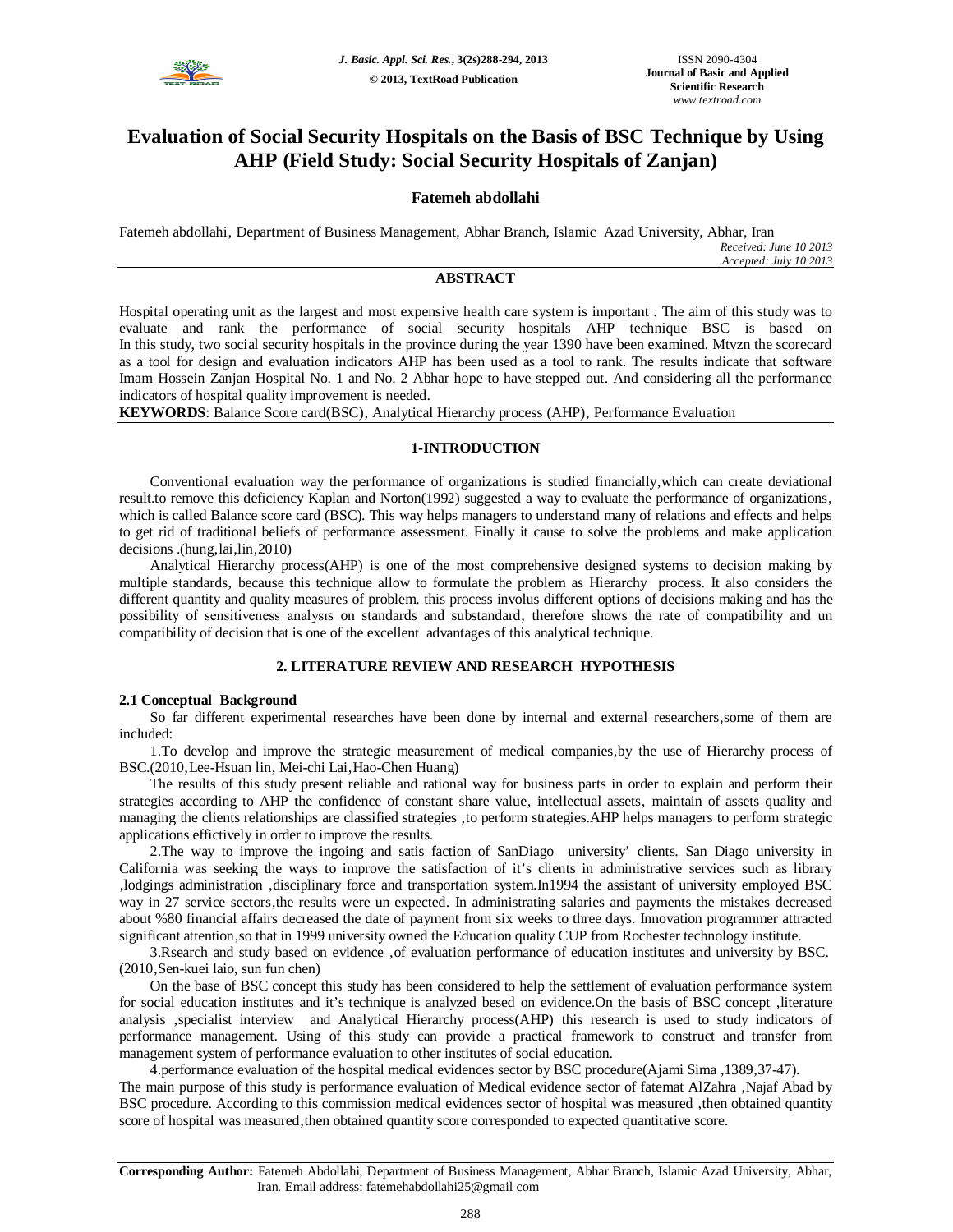# Evaluation of Social Security Hospitals on the Basis of BSC Technique by Using AHP (Field Study: Social Security Hospitals of Zanjan)

**Fatemeh abdollahi**

Fatemeh abdollahi, Department of Business Management, Abhar Branch, Islamic Azad University, Abhar, Iran

*Received: June 10 2013*
*Accepted: July 10 2013*

## ABSTRACT

Hospital operating unit as the largest and most expensive health care system is important . The aim of this study was to evaluate and rank the performance of social security hospitals AHP technique BSC is based on In this study, two social security hospitals in the province during the year 1390 have been examined. Mtvzn the scorecard as a tool for design and evaluation indicators AHP has been used as a tool to rank. The results indicate that software Imam Hossein Zanjan Hospital No. 1 and No. 2 Abhar hope to have stepped out. And considering all the performance indicators of hospital quality improvement is needed.

**KEYWORDS**: Balance Score card(BSC), Analytical Hierarchy process (AHP), Performance Evaluation

## 1-INTRODUCTION

Conventional evaluation way the performance of organizations is studied financially,which can create deviational result.to remove this deficiency Kaplan and Norton(1992) suggested a way to evaluate the performance of organizations, which is called Balance score card (BSC). This way helps managers to understand many of relations and effects and helps to get rid of traditional beliefs of performance assessment. Finally it cause to solve the problems and make application decisions .(hung,lai,lin,2010)

Analytical Hierarchy process(AHP) is one of the most comprehensive designed systems to decision making by multiple standards, because this technique allow to formulate the problem as Hierarchy process. It also considers the different quantity and quality measures of problem. this process involus different options of decisions making and has the possibility of sensitiveness analysıs on standards and substandard, therefore shows the rate of compatibility and un compatibility of decision that is one of the excellent advantages of this analytical technique.

## 2. LITERATURE REVIEW AND RESEARCH HYPOTHESIS

### 2.1 Conceptual Background

So far different experimental researches have been done by internal and external researchers,some of them are included:

1.To develop and improve the strategic measurement of medical companies,by the use of Hierarchy process of BSC.(2010,Lee-Hsuan lin, Mei-chi Lai,Hao-Chen Huang)

The results of this study present reliable and rational way for business parts in order to explain and perform their strategies according to AHP the confidence of constant share value, intellectual assets, maintain of assets quality and managing the clients relationships are classified strategies ,to perform strategies.AHP helps managers to perform strategic applications effictively in order to improve the results.

2.The way to improve the ingoing and satis faction of SanDiago university' clients. San Diago university in California was seeking the ways to improve the satisfaction of it's clients in administrative services such as library ,lodgings administration ,disciplinary force and transportation system.In1994 the assistant of university employed BSC way in 27 service sectors,the results were un expected. In administrating salaries and payments the mistakes decreased about %80 financial affairs decreased the date of payment from six weeks to three days. Innovation programmer attracted significant attention,so that in 1999 university owned the Education quality CUP from Rochester technology institute.

3.Rsearch and study based on evidence ,of evaluation performance of education institutes and university by BSC.(2010,Sen-kuei laio, sun fun chen)

On the base of BSC concept this study has been considered to help the settlement of evaluation performance system for social education institutes and it's technique is analyzed besed on evidence.On the basis of BSC concept ,literature analysis ,specialist interview and Analytical Hierarchy process(AHP) this research is used to study indicators of performance management. Using of this study can provide a practical framework to construct and transfer from management system of performance evaluation to other institutes of social education.

4.performance evaluation of the hospital medical evidences sector by BSC procedure(Ajami Sima ,1389,37-47). The main purpose of this study is performance evaluation of Medical evidence sector of fatemat AlZahra ,Najaf Abad by BSC procedure. According to this commission medical evidences sector of hospital was measured ,then obtained quantity score of hospital was measured,then obtained quantity score corresponded to expected quantitative score.

**Corresponding Author:** Fatemeh Abdollahi, Department of Business Management, Abhar Branch, Islamic Azad University, Abhar, Iran. Email address: fatemehabdollahi25@gmail com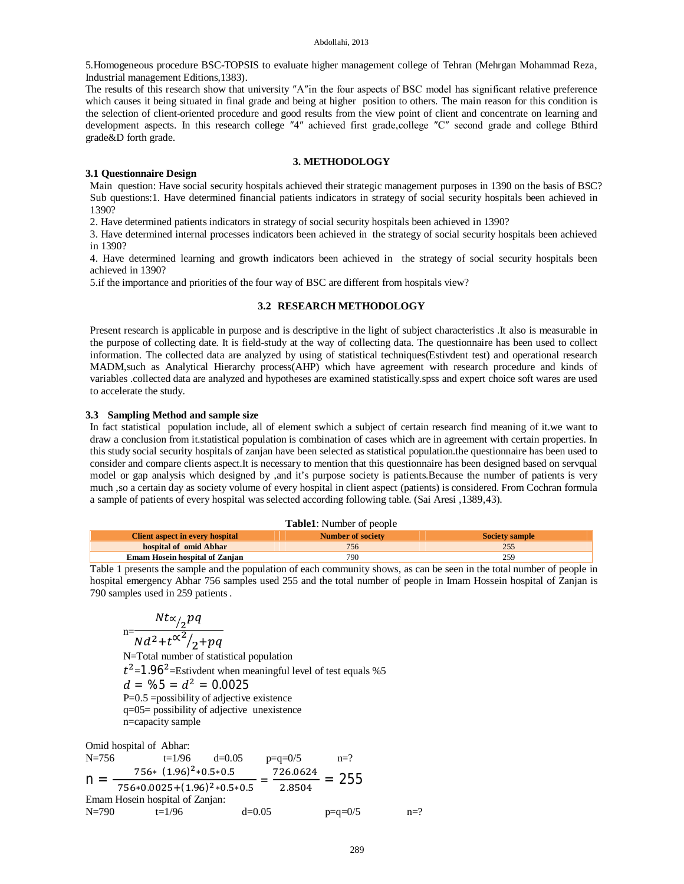5.Homogeneous procedure BSC-TOPSIS to evaluate higher management college of Tehran (Mehrgan Mohammad Reza, Industrial management Editions,1383).

The results of this research show that university ″A″in the four aspects of BSC model has significant relative preference which causes it being situated in final grade and being at higher position to others. The main reason for this condition is the selection of client-oriented procedure and good results from the view point of client and concentrate on learning and development aspects. In this research college ″4″ achieved first grade,college ″C″ second grade and college Bthird grade&D forth grade.

## 3. METHODOLOGY

### 3.1 Questionnaire Design

Main question: Have social security hospitals achieved their strategic management purposes in 1390 on the basis of BSC? Sub questions:1. Have determined financial patients indicators in strategy of social security hospitals been achieved in 1390?

2. Have determined patients indicators in strategy of social security hospitals been achieved in 1390?

3. Have determined internal processes indicators been achieved in the strategy of social security hospitals been achieved in 1390?

4. Have determined learning and growth indicators been achieved in the strategy of social security hospitals been achieved in 1390?

5.if the importance and priorities of the four way of BSC are different from hospitals view?

### 3.2 RESEARCH METHODOLOGY

Present research is applicable in purpose and is descriptive in the light of subject characteristics .It also is measurable in the purpose of collecting date. It is field-study at the way of collecting data. The questionnaire has been used to collect information. The collected data are analyzed by using of statistical techniques(Estivdent test) and operational research MADM,such as Analytical Hierarchy process(AHP) which have agreement with research procedure and kinds of variables .collected data are analyzed and hypotheses are examined statistically.spss and expert choice soft wares are used to accelerate the study.

### 3.3 Sampling Method and sample size

In fact statistical population include, all of element swhich a subject of certain research find meaning of it.we want to draw a conclusion from it.statistical population is combination of cases which are in agreement with certain properties. In this study social security hospitals of zanjan have been selected as statistical population.the questionnaire has been used to consider and compare clients aspect.It is necessary to mention that this questionnaire has been designed based on servqual model or gap analysis which designed by ,and it's purpose society is patients.Because the number of patients is very much ,so a certain day as society volume of every hospital in client aspect (patients) is considered. From Cochran formula a sample of patients of every hospital was selected according following table. (Sai Aresi ,1389,43).

**Table1**: Number of people

| Client aspect in every hospital | Number of society | Society sample |
|---|---|---|
| hospital of omid Abhar | 756 | 255 |
| Emam Hosein hospital of Zanjan | 790 | 259 |

Table 1 presents the sample and the population of each community shows, as can be seen in the total number of people in hospital emergency Abhar 756 samples used 255 and the total number of people in Imam Hossein hospital of Zanjan is 790 samples used in 259 patients .

$$n=\frac{Nt_{\propto/2}pq}{Nd^2+t^{\propto^2}/_2+pq}$$

N=Total number of statistical population

$t^2$=$1.96^2$=Estivdent when meaningful level of test equals %5

$d = \%5 = d^2 = 0.0025$

P=0.5 =possibility of adjective existence

q=05= possibility of adjective unexistence

n=capacity sample

Omid hospital of Abhar:

N=756 t=1/96 d=0.05 p=q=0/5 n=?

$$n = \frac{756*\ (1.96)^2*0.5*0.5}{756*0.0025+(1.96)^2*0.5*0.5} = \frac{726.0624}{2.8504} = 255$$

Emam Hosein hospital of Zanjan:

N=790 t=1/96 d=0.05 p=q=0/5 n=?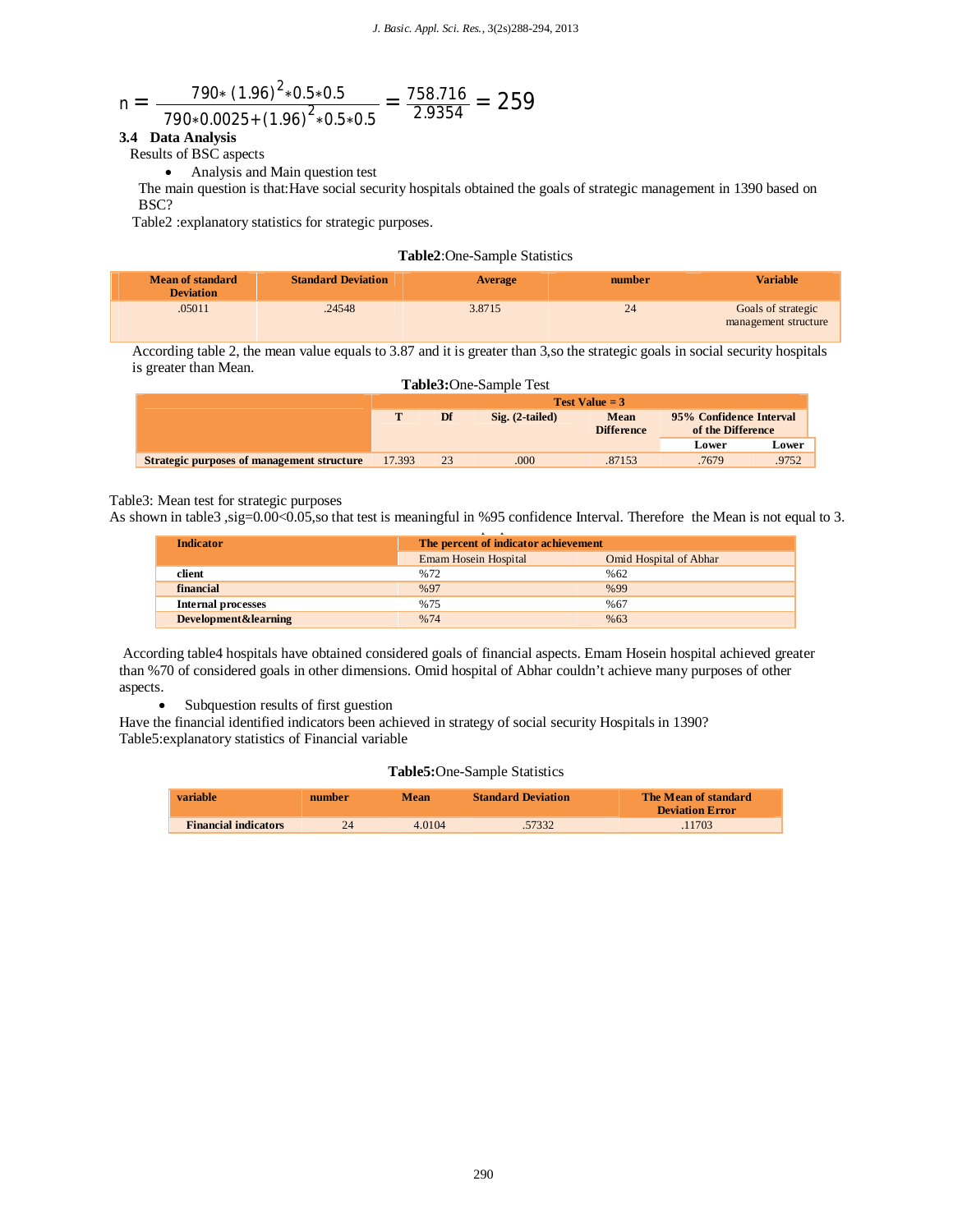$$n = \frac{790*(1.96)^2*0.5*0.5}{790*0.0025+(1.96)^2*0.5*0.5} = \frac{758.716}{2.9354} = 259$$

### 3.4 Data Analysis

Results of BSC aspects

- Analysis and Main question test

The main question is that:Have social security hospitals obtained the goals of strategic management in 1390 based on BSC?

Table2 :explanatory statistics for strategic purposes.

**Table2**:One-Sample Statistics

| Mean of standard Deviation | Standard Deviation | Average | number | Variable |
|---|---|---|---|---|
| .05011 | .24548 | 3.8715 | 24 | Goals of strategic management structure |

According table 2, the mean value equals to 3.87 and it is greater than 3,so the strategic goals in social security hospitals is greater than Mean.

**Table3:**One-Sample Test

| | Test Value = 3 | | | | | |
|---|---|---|---|---|---|---|
| | T | Df | Sig. (2-tailed) | Mean Difference | 95% Confidence Interval of the Difference | |
| | | | | | Lower | Lower |
| **Strategic purposes of management structure** | 17.393 | 23 | .000 | .87153 | .7679 | .9752 |

Table3: Mean test for strategic purposes

As shown in table3 ,sig=0.00<0.05,so that test is meaningful in %95 confidence Interval. Therefore the Mean is not equal to 3.

| Indicator | The percent of indicator achievement | |
|---|---|---|
| | Emam Hosein Hospital | Omid Hospital of Abhar |
| **client** | %72 | %62 |
| **financial** | %97 | %99 |
| **Internal processes** | %75 | %67 |
| **Development&learning** | %74 | %63 |

According table4 hospitals have obtained considered goals of financial aspects. Emam Hosein hospital achieved greater than %70 of considered goals in other dimensions. Omid hospital of Abhar couldn't achieve many purposes of other aspects.

- Subquestion results of first guestion

Have the financial identified indicators been achieved in strategy of social security Hospitals in 1390?

Table5:explanatory statistics of Financial variable

**Table5:**One-Sample Statistics

| variable | number | Mean | Standard Deviation | The Mean of standard Deviation Error |
|---|---|---|---|---|
| **Financial indicators** | 24 | 4.0104 | .57332 | .11703 |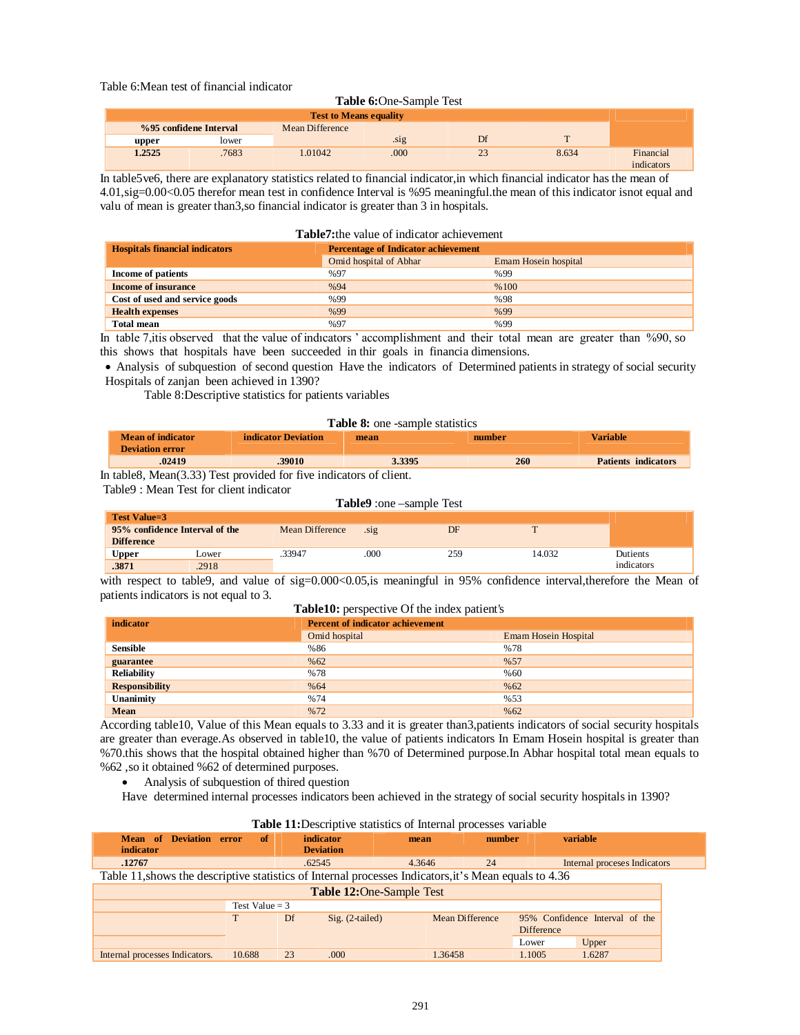Table 6:Mean test of financial indicator

**Table 6:**One-Sample Test

| Test to Means equality | | | | | | |
|---|---|---|---|---|---|---|
| %95 confidene Interval | | Mean Difference | .sig | Df | T | |
| upper | lower | | | | | |
| **1.2525** | .7683 | 1.01042 | .000 | 23 | 8.634 | Financial indicators |

In table5ve6, there are explanatory statistics related to financial indicator,in which financial indicator has the mean of 4.01,sig=0.00<0.05 therefor mean test in confidence Interval is %95 meaningful.the mean of this indicator isnot equal and valu of mean is greater than3,so financial indicator is greater than 3 in hospitals.

**Table7:**the value of indicator achievement

| Hospitals financial indicators | Percentage of Indicator achievement | |
|---|---|---|
| | Omid hospital of Abhar | Emam Hosein hospital |
| **Income of patients** | %97 | %99 |
| **Income of insurance** | %94 | %100 |
| **Cost of used and service goods** | %99 | %98 |
| **Health expenses** | %99 | %99 |
| **Total mean** | %97 | %99 |

In table 7,itis observed that the value of indıcators ' accomplishment and their total mean are greater than %90, so this shows that hospitals have been succeeded in thir goals in financia dimensions.

- Analysis of subquestion of second question Have the indicators of Determined patients in strategy of social security Hospitals of zanjan been achieved in 1390?

Table 8:Descriptive statistics for patients variables

**Table 8:** one -sample statistics

| Mean of indicator Deviation error | indicator Deviation | mean | number | Variable |
|---|---|---|---|---|
| .02419 | .39010 | 3.3395 | 260 | Patients indicators |

In table8, Mean(3.33) Test provided for five indicators of client.

Table9 : Mean Test for client indicator

**Table9** :one –sample Test

| Test Value=3 | | | | | | |
|---|---|---|---|---|---|---|
| 95% confidence Interval of the Difference | | Mean Difference | .sig | DF | T | |
| Upper | Lower | .33947 | .000 | 259 | 14.032 | Dutients indicators |
| .3871 | .2918 | | | | | |

with respect to table9, and value of sig=0.000<0.05,is meaningful in 95% confidence interval,therefore the Mean of patients indicators is not equal to 3.

**Table10:** perspective Of the index patient's

| indicator | Percent of indicator achievement | |
|---|---|---|
| | Omid hospital | Emam Hosein Hospital |
| **Sensible** | %86 | %78 |
| **guarantee** | %62 | %57 |
| **Reliability** | %78 | %60 |
| **Responsibility** | %64 | %62 |
| **Unanimity** | %74 | %53 |
| **Mean** | %72 | %62 |

According table10, Value of this Mean equals to 3.33 and it is greater than3,patients indicators of social security hospitals are greater than average.As observed in table10, the value of patients indicators In Emam Hosein hospital is greater than %70.this shows that the hospital obtained higher than %70 of Determined purpose.In Abhar hospital total mean equals to %62 ,so it obtained %62 of determined purposes.

- Analysis of subquestion of thired question

Have determined internal processes indicators been achieved in the strategy of social security hospitals in 1390?

**Table 11:**Descriptive statistics of Internal processes variable

| Mean of Deviation error of indicator | indicator Deviation | mean | number | variable |
|---|---|---|---|---|
| .12767 | .62545 | 4.3646 | 24 | Internal proceses Indicators |

Table 11,shows the descriptive statistics of Internal processes Indicators,it's Mean equals to 4.36

**Table 12:**One-Sample Test

| | Test Value = 3 | | | | | |
|---|---|---|---|---|---|---|
| | T | Df | Sig. (2-tailed) | Mean Difference | 95% Confidence Interval of the Difference | |
| | | | | | Lower | Upper |
| Internal processes Indicators. | 10.688 | 23 | .000 | 1.36458 | 1.1005 | 1.6287 |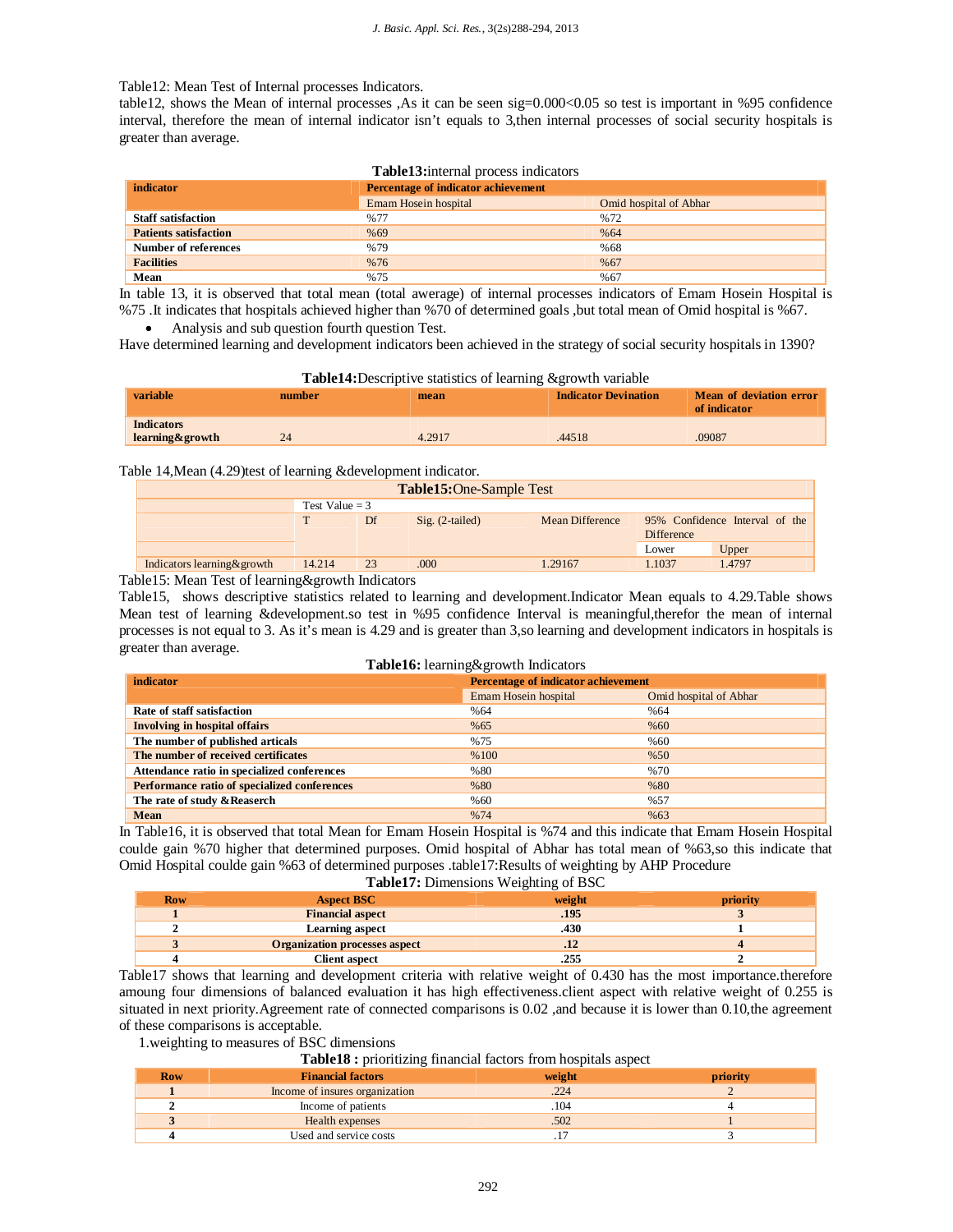Table12: Mean Test of Internal processes Indicators.

table12, shows the Mean of internal processes ,As it can be seen sig=0.000<0.05 so test is important in %95 confidence interval, therefore the mean of internal indicator isn't equals to 3,then internal processes of social security hospitals is greater than average.

**Table13:**internal process indicators

| indicator | Percentage of indicator achievement | |
|---|---|---|
| | Emam Hosein hospital | Omid hospital of Abhar |
| **Staff satisfaction** | %77 | %72 |
| **Patients satisfaction** | %69 | %64 |
| **Number of references** | %79 | %68 |
| **Facilities** | %76 | %67 |
| **Mean** | %75 | %67 |

In table 13, it is observed that total mean (total awerage) of internal processes indicators of Emam Hosein Hospital is %75 .It indicates that hospitals achieved higher than %70 of determined goals ,but total mean of Omid hospital is %67.

- Analysis and sub question fourth question Test.

Have determined learning and development indicators been achieved in the strategy of social security hospitals in 1390?

**Table14:**Descriptive statistics of learning &growth variable

| variable | number | mean | Indicator Devination | Mean of deviation error of indicator |
|---|---|---|---|---|
| Indicators learning&growth | 24 | 4.2917 | .44518 | .09087 |

Table 14,Mean (4.29)test of learning &development indicator.

**Table15:**One-Sample Test

| | Test Value = 3 | | | | | |
|---|---|---|---|---|---|---|
| | T | Df | Sig. (2-tailed) | Mean Difference | 95% Confidence Interval of the Difference | |
| | | | | | Lower | Upper |
| Indicators learning&growth | 14.214 | 23 | .000 | 1.29167 | 1.1037 | 1.4797 |

Table15: Mean Test of learning&growth Indicators

Table15, shows descriptive statistics related to learning and development.Indicator Mean equals to 4.29.Table shows Mean test of learning &development.so test in %95 confidence Interval is meaningful,therefor the mean of internal processes is not equal to 3. As it's mean is 4.29 and is greater than 3,so learning and development indicators in hospitals is greater than average.

**Table16:** learning&growth Indicators

| indicator | Percentage of indicator achievement | |
|---|---|---|
| | Emam Hosein hospital | Omid hospital of Abhar |
| **Rate of staff satisfaction** | %64 | %64 |
| **Involving in hospital offairs** | %65 | %60 |
| **The number of published articals** | %75 | %60 |
| **The number of received certificates** | %100 | %50 |
| **Attendance ratio in specialized conferences** | %80 | %70 |
| **Performance ratio of specialized conferences** | %80 | %80 |
| **The rate of study &Reaserch** | %60 | %57 |
| **Mean** | %74 | %63 |

In Table16, it is observed that total Mean for Emam Hosein Hospital is %74 and this indicate that Emam Hosein Hospital coulde gain %70 higher that determined purposes. Omid hospital of Abhar has total mean of %63,so this indicate that Omid Hospital coulde gain %63 of determined purposes .table17:Results of weighting by AHP Procedure

**Table17:** Dimensions Weighting of BSC

| Row | Aspect BSC | weight | priority |
|---|---|---|---|
| **1** | **Financial aspect** | **.195** | **3** |
| **2** | **Learning aspect** | **.430** | **1** |
| **3** | **Organization processes aspect** | **.12** | **4** |
| **4** | **Client aspect** | **.255** | **2** |

Table17 shows that learning and development criteria with relative weight of 0.430 has the most importance.therefore amoung four dimensions of balanced evaluation it has high effectiveness.client aspect with relative weight of 0.255 is situated in next priority.Agreement rate of connected comparisons is 0.02 ,and because it is lower than 0.10,the agreement of these comparisons is acceptable.

1.weighting to measures of BSC dimensions

**Table18 :** prioritizing financial factors from hospitals aspect

| Row | Financial factors | weight | priority |
|---|---|---|---|
| 1 | Income of insures organization | .224 | 2 |
| 2 | Income of patients | .104 | 4 |
| 3 | Health expenses | .502 | 1 |
| 4 | Used and service costs | .17 | 3 |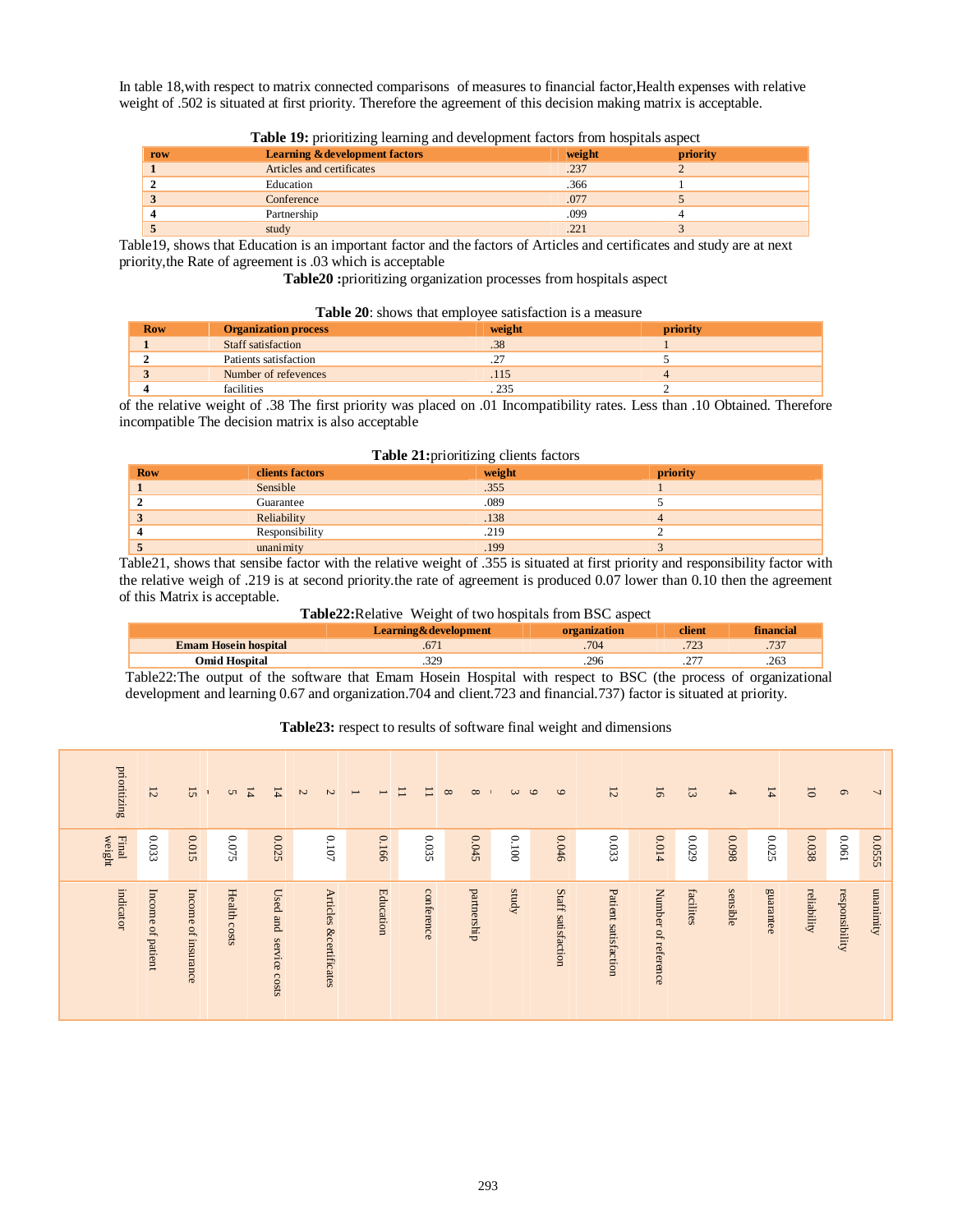In table 18,with respect to matrix connected comparisons of measures to financial factor,Health expenses with relative weight of .502 is situated at first priority. Therefore the agreement of this decision making matrix is acceptable.

**Table 19:** prioritizing learning and development factors from hospitals aspect

| row | Learning &development factors | weight | priority |
|---|---|---|---|
| 1 | Articles and certificates | .237 | 2 |
| 2 | Education | .366 | 1 |
| 3 | Conference | .077 | 5 |
| 4 | Partnership | .099 | 4 |
| 5 | study | .221 | 3 |

Table19, shows that Education is an important factor and the factors of Articles and certificates and study are at next priority,the Rate of agreement is .03 which is acceptable

**Table20 :**prioritizing organization processes from hospitals aspect

**Table 20**: shows that employee satisfaction is a measure

| Row | Organization process | weight | priority |
|---|---|---|---|
| 1 | Staff satisfaction | .38 | 1 |
| 2 | Patients satisfaction | .27 | 5 |
| 3 | Number of refevences | .115 | 4 |
| 4 | facilities | . 235 | 2 |

of the relative weight of .38 The first priority was placed on .01 Incompatibility rates. Less than .10 Obtained. Therefore incompatible The decision matrix is also acceptable

**Table 21:**prioritizing clients factors

| Row | clients factors | weight | priority |
|---|---|---|---|
| 1 | Sensible | .355 | 1 |
| 2 | Guarantee | .089 | 5 |
| 3 | Reliability | .138 | 4 |
| 4 | Responsibility | .219 | 2 |
| 5 | unanimity | .199 | 3 |

Table21, shows that sensibe factor with the relative weight of .355 is situated at first priority and responsibility factor with the relative weigh of .219 is at second priority.the rate of agreement is produced 0.07 lower than 0.10 then the agreement of this Matrix is acceptable.

**Table22:**Relative Weight of two hospitals from BSC aspect

| | Learning&development | organization | client | financial |
|---|---|---|---|---|
| **Emam Hosein hospital** | .671 | .704 | .723 | .737 |
| **Omid Hospital** | .329 | .296 | .277 | .263 |

Table22:The output of the software that Emam Hosein Hospital with respect to BSC (the process of organizational development and learning 0.67 and organization.704 and client.723 and financial.737) factor is situated at priority.

**Table23:** respect to results of software final weight and dimensions

| indicator | Final weight | prioritizing |
|---|---|---|
| Income of patient | 0.033 | 12 |
| Income of insurance | 0.015 | 15 |
| Health costs | 0.075 | 5 |
| Used and service costs | 0.025 | 14 |
| Articles &certificates | 0.107 | 2 |
| Education | 0.166 | 1 |
| conference | 0.035 | 11 |
| partnership | 0.045 | 8 |
| study | 0.100 | 3 |
| Staff satisfaction | 0.046 | 9 |
| Patient satisfaction | 0.033 | 12 |
| Number of reference | 0.014 | 16 |
| facilites | 0.029 | 13 |
| sensible | 0.098 | 4 |
| guarantee | 0.025 | 14 |
| reliability | 0.038 | 10 |
| responsibility | 0.061 | 6 |
| unanimity | 0.0555 | 7 |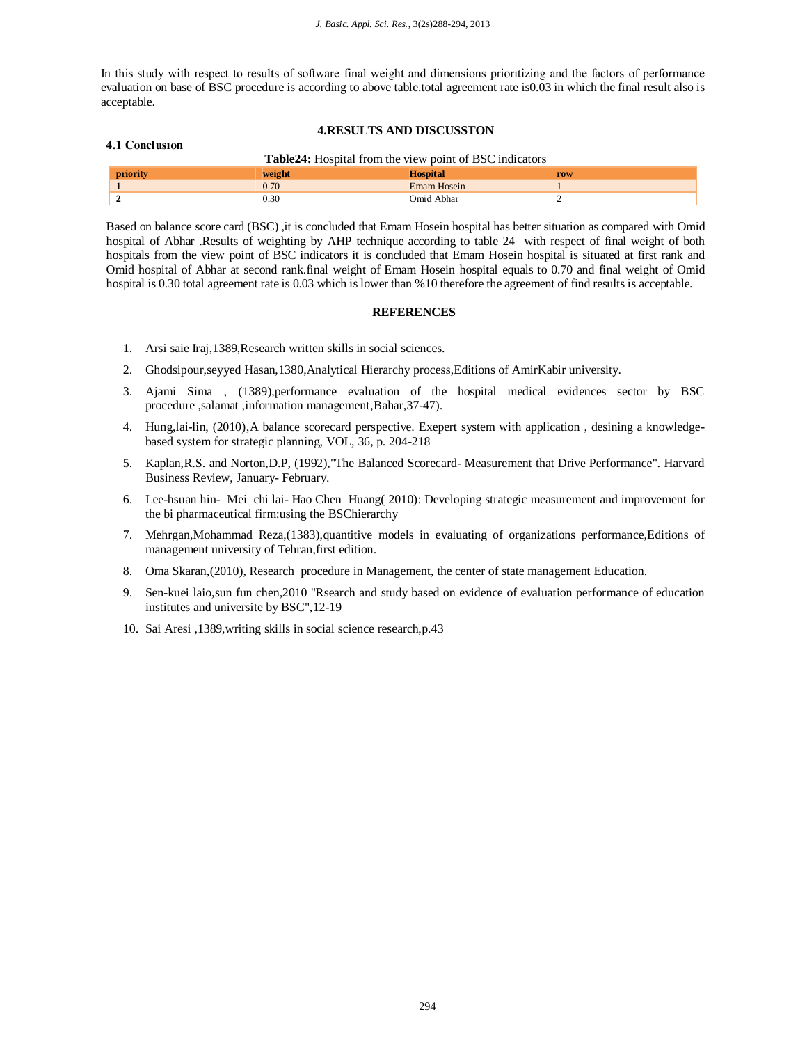In this study with respect to results of software final weight and dimensions priorıtizing and the factors of performance evaluation on base of BSC procedure is according to above table.total agreement rate is0.03 in which the final result also is acceptable.

## 4.RESULTS AND DISCUSSTON

### 4.1 Conclusıon

**Table24:** Hospital from the view point of BSC indicators

| priority | weight | Hospital | row |
|---|---|---|---|
| 1 | 0.70 | Emam Hosein | 1 |
| 2 | 0.30 | Omid Abhar | 2 |

Based on balance score card (BSC) ,it is concluded that Emam Hosein hospital has better situation as compared with Omid hospital of Abhar .Results of weighting by AHP technique according to table 24 with respect of final weight of both hospitals from the view point of BSC indicators it is concluded that Emam Hosein hospital is situated at first rank and Omid hospital of Abhar at second rank.final weight of Emam Hosein hospital equals to 0.70 and final weight of Omid hospital is 0.30 total agreement rate is 0.03 which is lower than %10 therefore the agreement of find results is acceptable.

## REFERENCES

1. Arsi saie Iraj,1389,Research written skills in social sciences.
2. Ghodsipour,seyyed Hasan,1380,Analytical Hierarchy process,Editions of AmirKabir university.
3. Ajami Sima , (1389),performance evaluation of the hospital medical evidences sector by BSC procedure ,salamat ,information management,Bahar,37-47).
4. Hung,lai-lin, (2010),A balance scorecard perspective. Exepert system with application , desining a knowledge-based system for strategic planning, VOL, 36, p. 204-218
5. Kaplan,R.S. and Norton,D.P, (1992),"The Balanced Scorecard- Measurement that Drive Performance". Harvard Business Review, January- February.
6. Lee-hsuan hin- Mei chi lai- Hao Chen Huang( 2010): Developing strategic measurement and improvement for the bi pharmaceutical firm:using the BSChierarchy
7. Mehrgan,Mohammad Reza,(1383),quantitive models in evaluating of organizations performance,Editions of management university of Tehran,first edition.
8. Oma Skaran,(2010), Research procedure in Management, the center of state management Education.
9. Sen-kuei laio,sun fun chen,2010 "Rsearch and study based on evidence of evaluation performance of education institutes and universite by BSC",12-19
10. Sai Aresi ,1389,writing skills in social science research,p.43